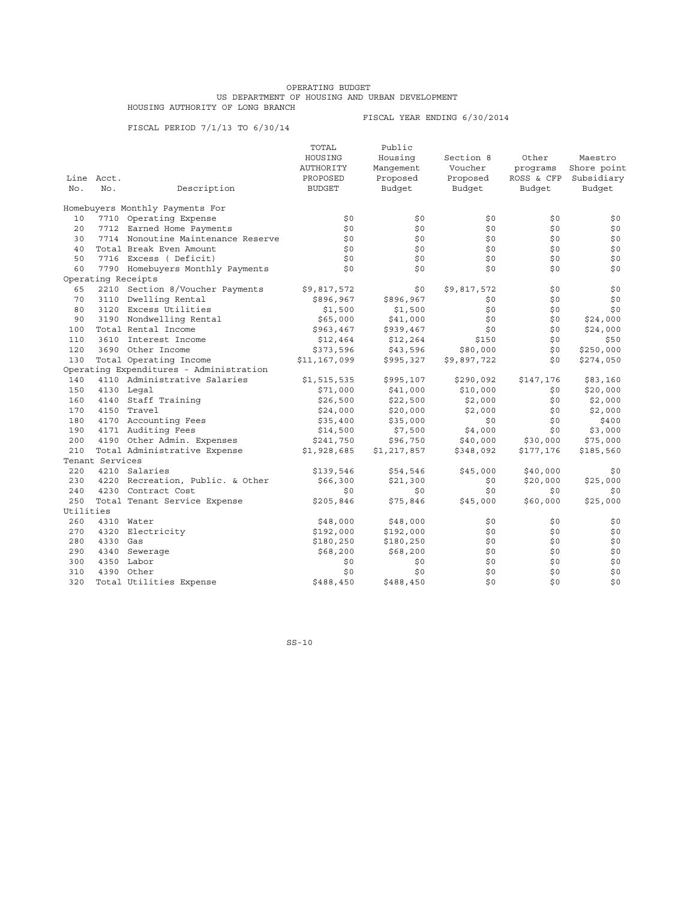# OPERATING BUDGET

## US DEPARTMENT OF HOUSING AND URBAN DEVELOPMENT

## HOUSING AUTHORITY OF LONG BRANCH

FISCAL YEAR ENDING 6/30/2014

FISCAL PERIOD 7/1/13 TO 6/30/14

| Line No. | Acct. No. | Description | TOTAL HOUSING AUTHORITY PROPOSED BUDGET | Public Housing Mangement Proposed Budget | Section 8 Voucher Proposed Budget | Other programs ROSS & CFP Budget | Maestro Shore point Subsidiary Budget |
|---|---|---|---|---|---|---|---|
| | | Homebuyers Monthly Payments For | | | | | |
| 10 | 7710 | Operating Expense | $0 | $0 | $0 | $0 | $0 |
| 20 | 7712 | Earned Home Payments | $0 | $0 | $0 | $0 | $0 |
| 30 | 7714 | Nonoutine Maintenance Reserve | $0 | $0 | $0 | $0 | $0 |
| 40 | | Total Break Even Amount | $0 | $0 | $0 | $0 | $0 |
| 50 | 7716 | Excess ( Deficit) | $0 | $0 | $0 | $0 | $0 |
| 60 | 7790 | Homebuyers Monthly Payments | $0 | $0 | $0 | $0 | $0 |
| | | Operating Receipts | | | | | |
| 65 | 2210 | Section 8/Voucher Payments | $9,817,572 | $0 | $9,817,572 | $0 | $0 |
| 70 | 3110 | Dwelling Rental | $896,967 | $896,967 | $0 | $0 | $0 |
| 80 | 3120 | Excess Utilities | $1,500 | $1,500 | $0 | $0 | $0 |
| 90 | 3190 | Nondwelling Rental | $65,000 | $41,000 | $0 | $0 | $24,000 |
| 100 | | Total Rental Income | $963,467 | $939,467 | $0 | $0 | $24,000 |
| 110 | 3610 | Interest Income | $12,464 | $12,264 | $150 | $0 | $50 |
| 120 | 3690 | Other Income | $373,596 | $43,596 | $80,000 | $0 | $250,000 |
| 130 | | Total Operating Income | $11,167,099 | $995,327 | $9,897,722 | $0 | $274,050 |
| | | Operating Expenditures - Administration | | | | | |
| 140 | 4110 | Administrative Salaries | $1,515,535 | $995,107 | $290,092 | $147,176 | $83,160 |
| 150 | 4130 | Legal | $71,000 | $41,000 | $10,000 | $0 | $20,000 |
| 160 | 4140 | Staff Training | $26,500 | $22,500 | $2,000 | $0 | $2,000 |
| 170 | 4150 | Travel | $24,000 | $20,000 | $2,000 | $0 | $2,000 |
| 180 | 4170 | Accounting Fees | $35,400 | $35,000 | $0 | $0 | $400 |
| 190 | 4171 | Auditing Fees | $14,500 | $7,500 | $4,000 | $0 | $3,000 |
| 200 | 4190 | Other Admin. Expenses | $241,750 | $96,750 | $40,000 | $30,000 | $75,000 |
| 210 | | Total Administrative Expense | $1,928,685 | $1,217,857 | $348,092 | $177,176 | $185,560 |
| | | Tenant Services | | | | | |
| 220 | 4210 | Salaries | $139,546 | $54,546 | $45,000 | $40,000 | $0 |
| 230 | 4220 | Recreation, Public. & Other | $66,300 | $21,300 | $0 | $20,000 | $25,000 |
| 240 | 4230 | Contract Cost | $0 | $0 | $0 | $0 | $0 |
| 250 | | Total Tenant Service Expense | $205,846 | $75,846 | $45,000 | $60,000 | $25,000 |
| | | Utilities | | | | | |
| 260 | 4310 | Water | $48,000 | $48,000 | $0 | $0 | $0 |
| 270 | 4320 | Electricity | $192,000 | $192,000 | $0 | $0 | $0 |
| 280 | 4330 | Gas | $180,250 | $180,250 | $0 | $0 | $0 |
| 290 | 4340 | Sewerage | $68,200 | $68,200 | $0 | $0 | $0 |
| 300 | 4350 | Labor | $0 | $0 | $0 | $0 | $0 |
| 310 | 4390 | Other | $0 | $0 | $0 | $0 | $0 |
| 320 | | Total Utilities Expense | $488,450 | $488,450 | $0 | $0 | $0 |

SS-10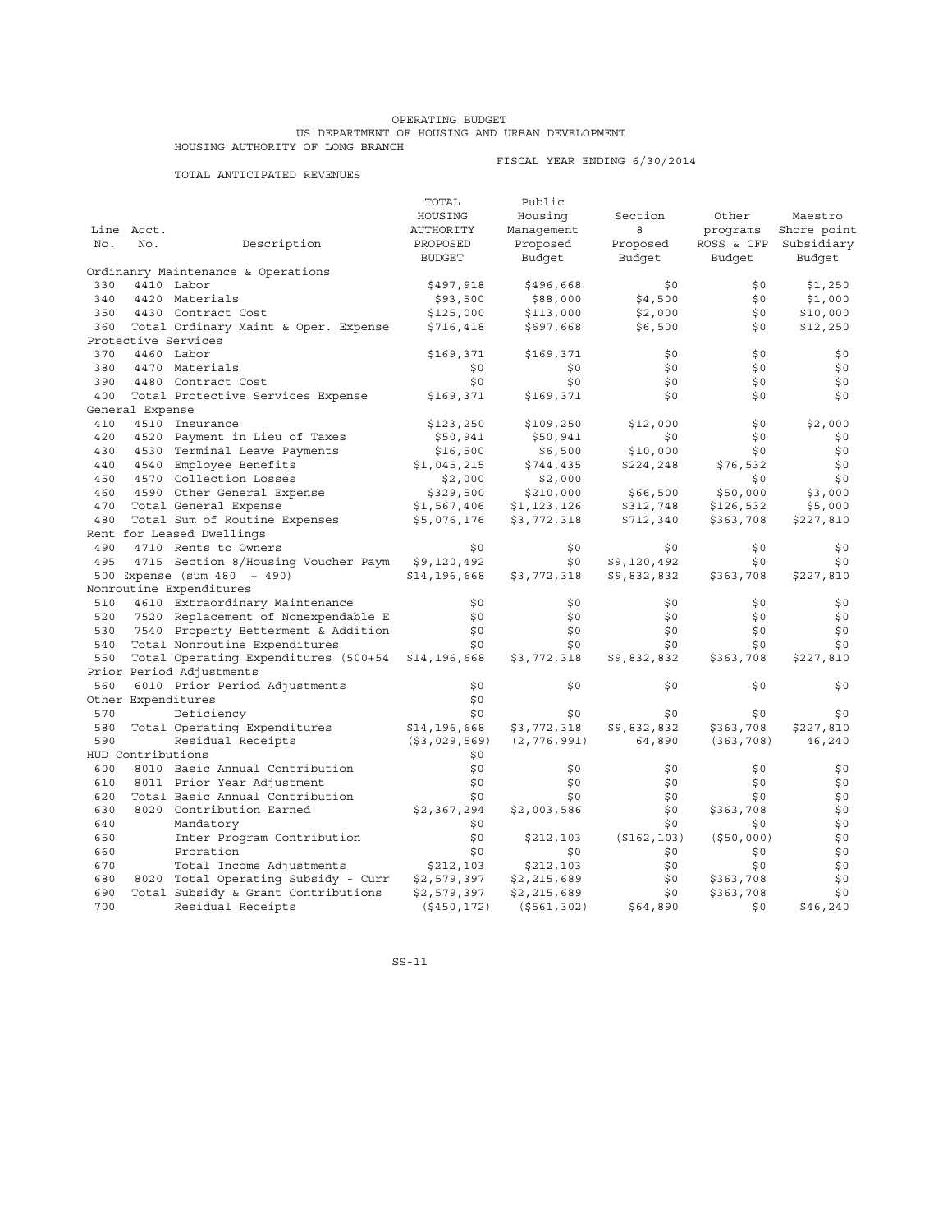OPERATING BUDGET

US DEPARTMENT OF HOUSING AND URBAN DEVELOPMENT

HOUSING AUTHORITY OF LONG BRANCH

FISCAL YEAR ENDING 6/30/2014

TOTAL ANTICIPATED REVENUES

| Line No. | Acct. No. | Description | TOTAL HOUSING AUTHORITY PROPOSED BUDGET | Public Housing Management Proposed Budget | Section 8 Proposed Budget | Other programs ROSS & CFP Budget | Maestro Shore point Subsidiary Budget |
|---|---|---|---|---|---|---|---|
| | | Ordinanry Maintenance & Operations | | | | | |
| 330 | 4410 | Labor | $497,918 | $496,668 | $0 | $0 | $1,250 |
| 340 | 4420 | Materials | $93,500 | $88,000 | $4,500 | $0 | $1,000 |
| 350 | 4430 | Contract Cost | $125,000 | $113,000 | $2,000 | $0 | $10,000 |
| 360 | | Total Ordinary Maint & Oper. Expense | $716,418 | $697,668 | $6,500 | $0 | $12,250 |
| | | Protective Services | | | | | |
| 370 | 4460 | Labor | $169,371 | $169,371 | $0 | $0 | $0 |
| 380 | 4470 | Materials | $0 | $0 | $0 | $0 | $0 |
| 390 | 4480 | Contract Cost | $0 | $0 | $0 | $0 | $0 |
| 400 | | Total Protective Services Expense | $169,371 | $169,371 | $0 | $0 | $0 |
| | | General Expense | | | | | |
| 410 | 4510 | Insurance | $123,250 | $109,250 | $12,000 | $0 | $2,000 |
| 420 | 4520 | Payment in Lieu of Taxes | $50,941 | $50,941 | $0 | $0 | $0 |
| 430 | 4530 | Terminal Leave Payments | $16,500 | $6,500 | $10,000 | $0 | $0 |
| 440 | 4540 | Employee Benefits | $1,045,215 | $744,435 | $224,248 | $76,532 | $0 |
| 450 | 4570 | Collection Losses | $2,000 | $2,000 | | $0 | $0 |
| 460 | 4590 | Other General Expense | $329,500 | $210,000 | $66,500 | $50,000 | $3,000 |
| 470 | | Total General Expense | $1,567,406 | $1,123,126 | $312,748 | $126,532 | $5,000 |
| 480 | | Total Sum of Routine Expenses | $5,076,176 | $3,772,318 | $712,340 | $363,708 | $227,810 |
| | | Rent for Leased Dwellings | | | | | |
| 490 | 4710 | Rents to Owners | $0 | $0 | $0 | $0 | $0 |
| 495 | 4715 | Section 8/Housing Voucher Paym | $9,120,492 | $0 | $9,120,492 | $0 | $0 |
| 500 | | Expense (sum 480 + 490) | $14,196,668 | $3,772,318 | $9,832,832 | $363,708 | $227,810 |
| | | Nonroutine Expenditures | | | | | |
| 510 | 4610 | Extraordinary Maintenance | $0 | $0 | $0 | $0 | $0 |
| 520 | 7520 | Replacement of Nonexpendable E | $0 | $0 | $0 | $0 | $0 |
| 530 | 7540 | Property Betterment & Addition | $0 | $0 | $0 | $0 | $0 |
| 540 | | Total Nonroutine Expenditures | $0 | $0 | $0 | $0 | $0 |
| 550 | | Total Operating Expenditures (500+54 | $14,196,668 | $3,772,318 | $9,832,832 | $363,708 | $227,810 |
| | | Prior Period Adjustments | | | | | |
| 560 | 6010 | Prior Period Adjustments | $0 | $0 | $0 | $0 | $0 |
| | | Other Expenditures | $0 | | | | |
| 570 | | Deficiency | $0 | $0 | $0 | $0 | $0 |
| 580 | | Total Operating Expenditures | $14,196,668 | $3,772,318 | $9,832,832 | $363,708 | $227,810 |
| 590 | | Residual Receipts | ($3,029,569) | (2,776,991) | 64,890 | (363,708) | 46,240 |
| | | HUD Contributions | $0 | | | | |
| 600 | 8010 | Basic Annual Contribution | $0 | $0 | $0 | $0 | $0 |
| 610 | 8011 | Prior Year Adjustment | $0 | $0 | $0 | $0 | $0 |
| 620 | | Total Basic Annual Contribution | $0 | $0 | $0 | $0 | $0 |
| 630 | 8020 | Contribution Earned | $2,367,294 | $2,003,586 | $0 | $363,708 | $0 |
| 640 | | Mandatory | $0 | | $0 | $0 | $0 |
| 650 | | Inter Program Contribution | $0 | $212,103 | ($162,103) | ($50,000) | $0 |
| 660 | | Proration | $0 | $0 | $0 | $0 | $0 |
| 670 | | Total Income Adjustments | $212,103 | $212,103 | $0 | $0 | $0 |
| 680 | 8020 | Total Operating Subsidy - Curr | $2,579,397 | $2,215,689 | $0 | $363,708 | $0 |
| 690 | | Total Subsidy & Grant Contributions | $2,579,397 | $2,215,689 | $0 | $363,708 | $0 |
| 700 | | Residual Receipts | ($450,172) | ($561,302) | $64,890 | $0 | $46,240 |